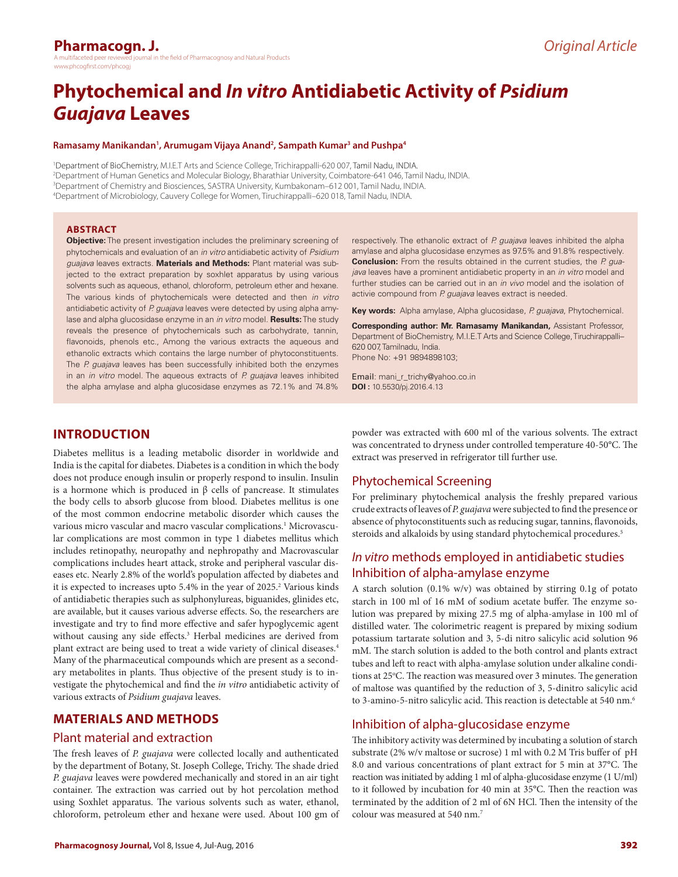# Phytochemical and *In vitro* Antidiabetic Activity of *Psidium Guajava* Leaves

**Ramasamy Manikandan[1], Arumugam Vijaya Anand[2], Sampath Kumar[3] and Pushpa[4]**

[1]Department of BioChemistry, M.I.E.T Arts and Science College, Trichirappalli-620 007, Tamil Nadu, INDIA.
[2]Department of Human Genetics and Molecular Biology, Bharathiar University, Coimbatore-641 046, Tamil Nadu, INDIA.
[3]Department of Chemistry and Biosciences, SASTRA University, Kumbakonam–612 001, Tamil Nadu, INDIA.
[4]Department of Microbiology, Cauvery College for Women, Tiruchirappalli–620 018, Tamil Nadu, INDIA.

## ABSTRACT

**Objective:** The present investigation includes the preliminary screening of phytochemicals and evaluation of an *in vitro* antidiabetic activity of *Psidium guajava* leaves extracts. **Materials and Methods:** Plant material was subjected to the extract preparation by soxhlet apparatus by using various solvents such as aqueous, ethanol, chloroform, petroleum ether and hexane. The various kinds of phytochemicals were detected and then *in vitro* antidiabetic activity of *P. guajava* leaves were detected by using alpha amylase and alpha glucosidase enzyme in an *in vitro* model. **Results:** The study reveals the presence of phytochemicals such as carbohydrate, tannin, flavonoids, phenols etc., Among the various extracts the aqueous and ethanolic extracts which contains the large number of phytoconstituents. The *P. guajava* leaves has been successfully inhibited both the enzymes in an *in vitro* model. The aqueous extracts of *P. guajava* leaves inhibited the alpha amylase and alpha glucosidase enzymes as 72.1% and 74.8% respectively. The ethanolic extract of *P. guajava* leaves inhibited the alpha amylase and alpha glucosidase enzymes as 97.5% and 91.8% respectively. **Conclusion:** From the results obtained in the current studies, the *P. guajava* leaves have a prominent antidiabetic property in an *in vitro* model and further studies can be carried out in an *in vivo* model and the isolation of activie compound from *P. guajava* leaves extract is needed.

**Key words:** Alpha amylase, Alpha glucosidase, *P. guajava*, Phytochemical.

**Corresponding author: Mr. Ramasamy Manikandan,** Assistant Professor, Department of BioChemistry, M.I.E.T Arts and Science College, Tiruchirappalli–620 007, Tamilnadu, India.
Phone No: +91 9894898103;

Email: mani_r_trichy@yahoo.co.in
**DOI :** 10.5530/pj.2016.4.13

## INTRODUCTION

Diabetes mellitus is a leading metabolic disorder in worldwide and India is the capital for diabetes. Diabetes is a condition in which the body does not produce enough insulin or properly respond to insulin. Insulin is a hormone which is produced in β cells of pancrease. It stimulates the body cells to absorb glucose from blood. Diabetes mellitus is one of the most common endocrine metabolic disorder which causes the various micro vascular and macro vascular complications.[1] Microvascular complications are most common in type 1 diabetes mellitus which includes retinopathy, neuropathy and nephropathy and Macrovascular complications includes heart attack, stroke and peripheral vascular diseases etc. Nearly 2.8% of the world's population affected by diabetes and it is expected to increases upto 5.4% in the year of 2025.[2] Various kinds of antidiabetic therapies such as sulphonylureas, biguanides, glinides etc, are available, but it causes various adverse effects. So, the researchers are investigate and try to find more effective and safer hypoglycemic agent without causing any side effects.[3] Herbal medicines are derived from plant extract are being used to treat a wide variety of clinical diseases.[4] Many of the pharmaceutical compounds which are present as a secondary metabolites in plants. Thus objective of the present study is to investigate the phytochemical and find the *in vitro* antidiabetic activity of various extracts of *Psidium guajava* leaves.

## MATERIALS AND METHODS

### Plant material and extraction

The fresh leaves of *P. guajava* were collected locally and authenticated by the department of Botany, St. Joseph College, Trichy. The shade dried *P. guajava* leaves were powdered mechanically and stored in an air tight container. The extraction was carried out by hot percolation method using Soxhlet apparatus. The various solvents such as water, ethanol, chloroform, petroleum ether and hexane were used. About 100 gm of powder was extracted with 600 ml of the various solvents. The extract was concentrated to dryness under controlled temperature 40-50°C. The extract was preserved in refrigerator till further use.

### Phytochemical Screening

For preliminary phytochemical analysis the freshly prepared various crude extracts of leaves of *P. guajava* were subjected to find the presence or absence of phytoconstituents such as reducing sugar, tannins, flavonoids, steroids and alkaloids by using standard phytochemical procedures.[5]

### *In vitro* methods employed in antidiabetic studies

### Inhibition of alpha-amylase enzyme

A starch solution (0.1% w/v) was obtained by stirring 0.1g of potato starch in 100 ml of 16 mM of sodium acetate buffer. The enzyme solution was prepared by mixing 27.5 mg of alpha-amylase in 100 ml of distilled water. The colorimetric reagent is prepared by mixing sodium potassium tartarate solution and 3, 5-di nitro salicylic acid solution 96 mM. The starch solution is added to the both control and plants extract tubes and left to react with alpha-amylase solution under alkaline conditions at 25°C. The reaction was measured over 3 minutes. The generation of maltose was quantified by the reduction of 3, 5-dinitro salicylic acid to 3-amino-5-nitro salicylic acid. This reaction is detectable at 540 nm.[6]

### Inhibition of alpha-glucosidase enzyme

The inhibitory activity was determined by incubating a solution of starch substrate (2% w/v maltose or sucrose) 1 ml with 0.2 M Tris buffer of pH 8.0 and various concentrations of plant extract for 5 min at 37°C. The reaction was initiated by adding 1 ml of alpha-glucosidase enzyme (1 U/ml) to it followed by incubation for 40 min at 35°C. Then the reaction was terminated by the addition of 2 ml of 6N HCl. Then the intensity of the colour was measured at 540 nm.[7]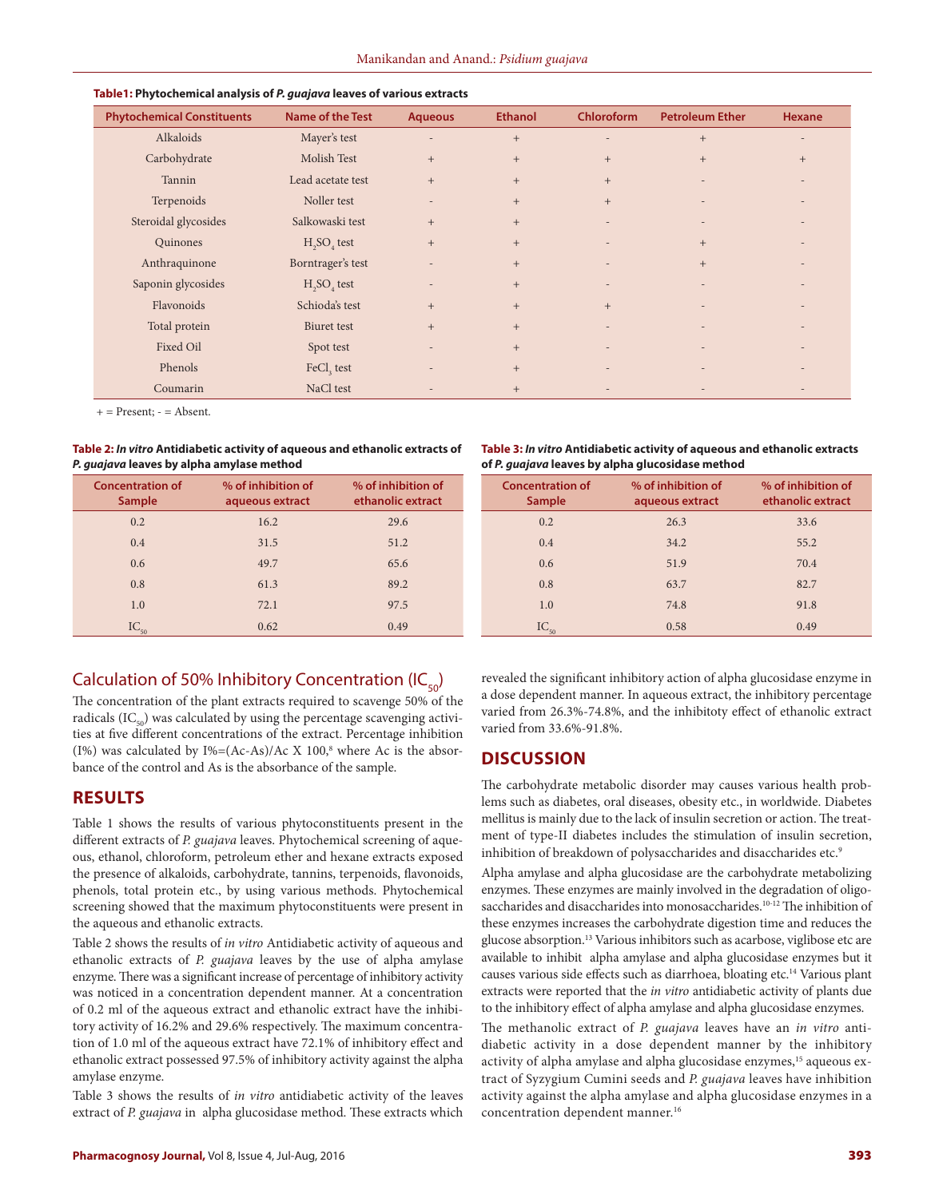**Table1: Phytochemical analysis of *P. guajava* leaves of various extracts**

| Phytochemical Constituents | Name of the Test | Aqueous | Ethanol | Chloroform | Petroleum Ether | Hexane |
|---|---|---|---|---|---|---|
| Alkaloids | Mayer's test | - | + | - | + | - |
| Carbohydrate | Molish Test | + | + | + | + | + |
| Tannin | Lead acetate test | + | + | + | - | - |
| Terpenoids | Noller test | - | + | + | - | - |
| Steroidal glycosides | Salkowaski test | + | + | - | - | - |
| Quinones | $H_2SO_4$ test | + | + | - | + | - |
| Anthraquinone | Borntrager's test | - | + | - | + | - |
| Saponin glycosides | $H_2SO_4$ test | - | + | - | - | - |
| Flavonoids | Schioda's test | + | + | + | - | - |
| Total protein | Biuret test | + | + | - | - | - |
| Fixed Oil | Spot test | - | + | - | - | - |
| Phenols | $FeCl_3$ test | - | + | - | - | - |
| Coumarin | NaCl test | - | + | - | - | - |

+ = Present; - = Absent.

**Table 2: *In vitro* Antidiabetic activity of aqueous and ethanolic extracts of *P. guajava* leaves by alpha amylase method**

| Concentration of Sample | % of inhibition of aqueous extract | % of inhibition of ethanolic extract |
|---|---|---|
| 0.2 | 16.2 | 29.6 |
| 0.4 | 31.5 | 51.2 |
| 0.6 | 49.7 | 65.6 |
| 0.8 | 61.3 | 89.2 |
| 1.0 | 72.1 | 97.5 |
| $IC_{50}$ | 0.62 | 0.49 |

**Table 3: *In vitro* Antidiabetic activity of aqueous and ethanolic extracts of *P. guajava* leaves by alpha glucosidase method**

| Concentration of Sample | % of inhibition of aqueous extract | % of inhibition of ethanolic extract |
|---|---|---|
| 0.2 | 26.3 | 33.6 |
| 0.4 | 34.2 | 55.2 |
| 0.6 | 51.9 | 70.4 |
| 0.8 | 63.7 | 82.7 |
| 1.0 | 74.8 | 91.8 |
| $IC_{50}$ | 0.58 | 0.49 |

## Calculation of 50% Inhibitory Concentration ($IC_{50}$)

The concentration of the plant extracts required to scavenge 50% of the radicals ($IC_{50}$) was calculated by using the percentage scavenging activities at five different concentrations of the extract. Percentage inhibition (I%) was calculated by I%=(Ac-As)/Ac X 100,[8] where Ac is the absorbance of the control and As is the absorbance of the sample.

## RESULTS

Table 1 shows the results of various phytoconstituents present in the different extracts of *P. guajava* leaves. Phytochemical screening of aqueous, ethanol, chloroform, petroleum ether and hexane extracts exposed the presence of alkaloids, carbohydrate, tannins, terpenoids, flavonoids, phenols, total protein etc., by using various methods. Phytochemical screening showed that the maximum phytoconstituents were present in the aqueous and ethanolic extracts.

Table 2 shows the results of *in vitro* Antidiabetic activity of aqueous and ethanolic extracts of *P. guajava* leaves by the use of alpha amylase enzyme. There was a significant increase of percentage of inhibitory activity was noticed in a concentration dependent manner. At a concentration of 0.2 ml of the aqueous extract and ethanolic extract have the inhibitory activity of 16.2% and 29.6% respectively. The maximum concentration of 1.0 ml of the aqueous extract have 72.1% of inhibitory effect and ethanolic extract possessed 97.5% of inhibitory activity against the alpha amylase enzyme.

Table 3 shows the results of *in vitro* antidiabetic activity of the leaves extract of *P. guajava* in alpha glucosidase method. These extracts which revealed the significant inhibitory action of alpha glucosidase enzyme in a dose dependent manner. In aqueous extract, the inhibitory percentage varied from 26.3%-74.8%, and the inhibitoty effect of ethanolic extract varied from 33.6%-91.8%.

## DISCUSSION

The carbohydrate metabolic disorder may causes various health problems such as diabetes, oral diseases, obesity etc., in worldwide. Diabetes mellitus is mainly due to the lack of insulin secretion or action. The treatment of type-II diabetes includes the stimulation of insulin secretion, inhibition of breakdown of polysaccharides and disaccharides etc.[9]

Alpha amylase and alpha glucosidase are the carbohydrate metabolizing enzymes. These enzymes are mainly involved in the degradation of oligosaccharides and disaccharides into monosaccharides.[10-12] The inhibition of these enzymes increases the carbohydrate digestion time and reduces the glucose absorption.[13] Various inhibitors such as acarbose, viglibose etc are available to inhibit alpha amylase and alpha glucosidase enzymes but it causes various side effects such as diarrhoea, bloating etc.[14] Various plant extracts were reported that the *in vitro* antidiabetic activity of plants due to the inhibitory effect of alpha amylase and alpha glucosidase enzymes.

The methanolic extract of *P. guajava* leaves have an *in vitro* antidiabetic activity in a dose dependent manner by the inhibitory activity of alpha amylase and alpha glucosidase enzymes,[15] aqueous extract of Syzygium Cumini seeds and *P. guajava* leaves have inhibition activity against the alpha amylase and alpha glucosidase enzymes in a concentration dependent manner.[16]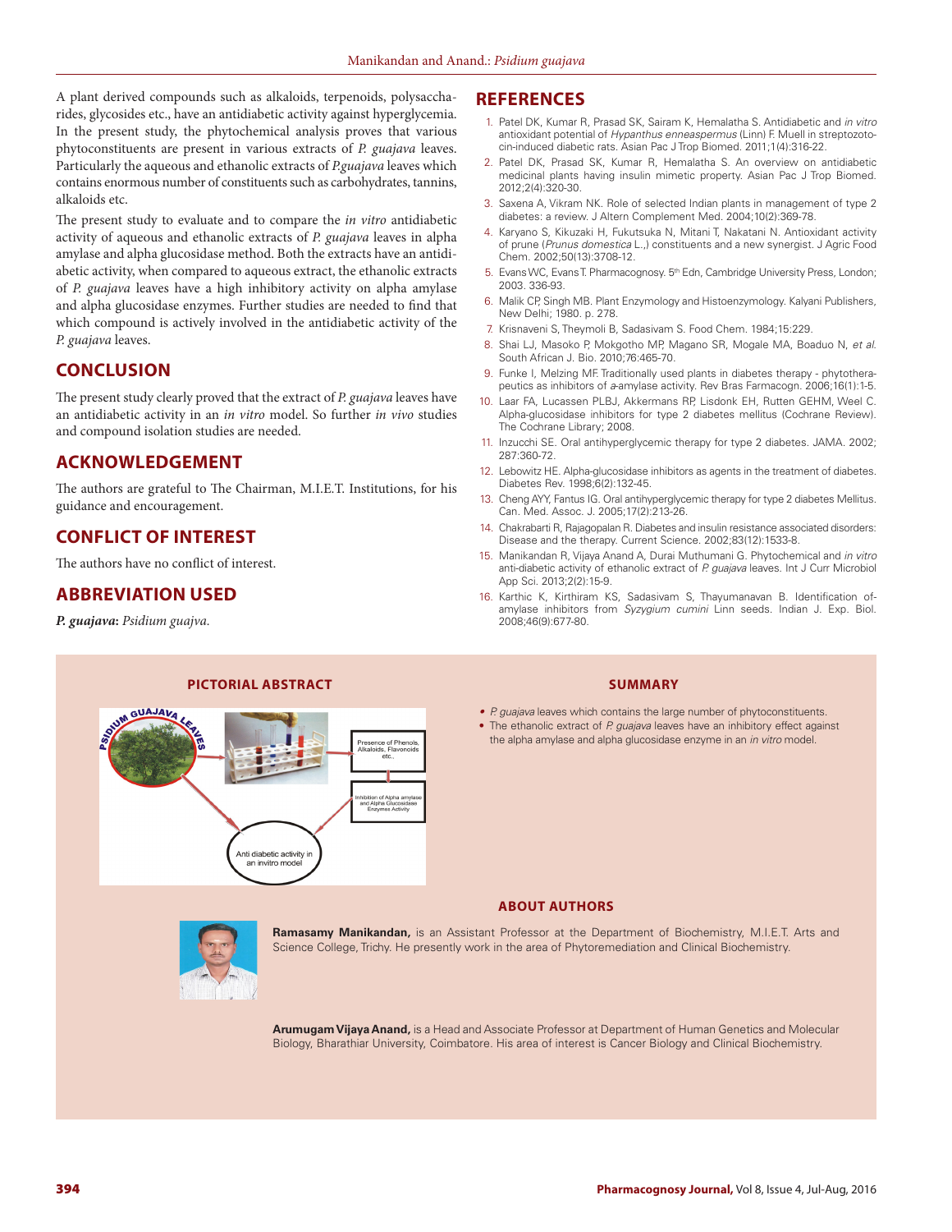A plant derived compounds such as alkaloids, terpenoids, polysaccharides, glycosides etc., have an antidiabetic activity against hyperglycemia. In the present study, the phytochemical analysis proves that various phytoconstituents are present in various extracts of *P. guajava* leaves. Particularly the aqueous and ethanolic extracts of *P.guajava* leaves which contains enormous number of constituents such as carbohydrates, tannins, alkaloids etc.

The present study to evaluate and to compare the *in vitro* antidiabetic activity of aqueous and ethanolic extracts of *P. guajava* leaves in alpha amylase and alpha glucosidase method. Both the extracts have an antidiabetic activity, when compared to aqueous extract, the ethanolic extracts of *P. guajava* leaves have a high inhibitory activity on alpha amylase and alpha glucosidase enzymes. Further studies are needed to find that which compound is actively involved in the antidiabetic activity of the *P. guajava* leaves.

## CONCLUSION

The present study clearly proved that the extract of *P. guajava* leaves have an antidiabetic activity in an *in vitro* model. So further *in vivo* studies and compound isolation studies are needed.

## ACKNOWLEDGEMENT

The authors are grateful to The Chairman, M.I.E.T. Institutions, for his guidance and encouragement.

## CONFLICT OF INTEREST

The authors have no conflict of interest.

## ABBREVIATION USED

***P. guajava*:** *Psidium guajva.*

## REFERENCES

1. Patel DK, Kumar R, Prasad SK, Sairam K, Hemalatha S. Antidiabetic and *in vitro* antioxidant potential of *Hypanthus enneaspermus* (Linn) F. Muell in streptozotocin-induced diabetic rats. Asian Pac J Trop Biomed. 2011;1(4):316-22.
2. Patel DK, Prasad SK, Kumar R, Hemalatha S. An overview on antidiabetic medicinal plants having insulin mimetic property. Asian Pac J Trop Biomed. 2012;2(4):320-30.
3. Saxena A, Vikram NK. Role of selected Indian plants in management of type 2 diabetes: a review. J Altern Complement Med. 2004;10(2):369-78.
4. Karyano S, Kikuzaki H, Fukutsuka N, Mitani T, Nakatani N. Antioxidant activity of prune (*Prunus domestica* L.,) constituents and a new synergist. J Agric Food Chem. 2002;50(13):3708-12.
5. Evans WC, Evans T. Pharmacognosy. 5th Edn, Cambridge University Press, London; 2003. 336-93.
6. Malik CP, Singh MB. Plant Enzymology and Histoenzymology. Kalyani Publishers, New Delhi; 1980. p. 278.
7. Krisnaveni S, Theymoli B, Sadasivam S. Food Chem. 1984;15:229.
8. Shai LJ, Masoko P, Mokgotho MP, Magano SR, Mogale MA, Boaduo N, *et al.* South African J. Bio. 2010;76:465-70.
9. Funke I, Melzing MF. Traditionally used plants in diabetes therapy - phytotherapeutics as inhibitors of *a*-amylase activity. Rev Bras Farmacogn. 2006;16(1):1-5.
10. Laar FA, Lucassen PLBJ, Akkermans RP, Lisdonk EH, Rutten GEHM, Weel C. Alpha-glucosidase inhibitors for type 2 diabetes mellitus (Cochrane Review). The Cochrane Library; 2008.
11. Inzucchi SE. Oral antihyperglycemic therapy for type 2 diabetes. JAMA. 2002; 287:360-72.
12. Lebowitz HE. Alpha-glucosidase inhibitors as agents in the treatment of diabetes. Diabetes Rev. 1998;6(2):132-45.
13. Cheng AYY, Fantus IG. Oral antihyperglycemic therapy for type 2 diabetes Mellitus. Can. Med. Assoc. J. 2005;17(2):213-26.
14. Chakrabarti R, Rajagopalan R. Diabetes and insulin resistance associated disorders: Disease and the therapy. Current Science. 2002;83(12):1533-8.
15. Manikandan R, Vijaya Anand A, Durai Muthumani G. Phytochemical and *in vitro* anti-diabetic activity of ethanolic extract of *P. guajava* leaves. Int J Curr Microbiol App Sci. 2013;2(2):15-9.
16. Karthic K, Kirthiram KS, Sadasivam S, Thayumanavan B. Identification of-amylase inhibitors from *Syzygium cumini* Linn seeds. Indian J. Exp. Biol. 2008;46(9):677-80.

### PICTORIAL ABSTRACT

PSIDIUM GUAJAVA LEAVES

Presence of Phenols, Alkaloids, Flavonoids etc..

Inhibition of Alpha amylase and Alpha Glucosidase Enzymes Activity

Anti diabetic activity in an invitro model

### SUMMARY

- *P. guajava* leaves which contains the large number of phytoconstituents.
- The ethanolic extract of *P. guajava* leaves have an inhibitory effect against the alpha amylase and alpha glucosidase enzyme in an *in vitro* model.

### ABOUT AUTHORS

**Ramasamy Manikandan,** is an Assistant Professor at the Department of Biochemistry, M.I.E.T. Arts and Science College, Trichy. He presently work in the area of Phytoremediation and Clinical Biochemistry.

**Arumugam Vijaya Anand,** is a Head and Associate Professor at Department of Human Genetics and Molecular Biology, Bharathiar University, Coimbatore. His area of interest is Cancer Biology and Clinical Biochemistry.